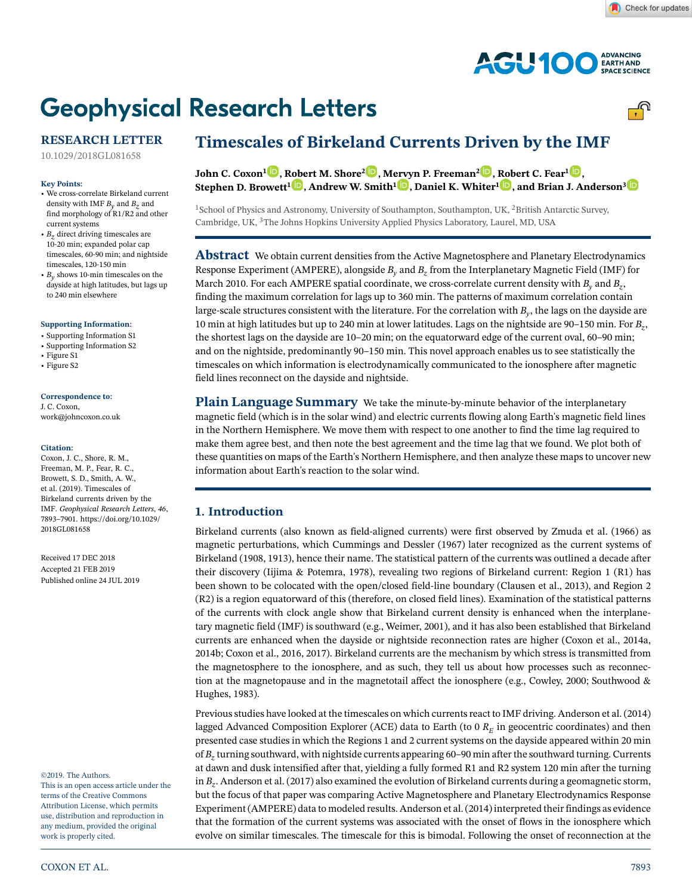# Timescales of Birkeland Currents Driven by the IMF

**John C. Coxon[1], Robert M. Shore[2], Mervyn P. Freeman[2], Robert C. Fear[1], Stephen D. Browett[1], Andrew W. Smith[1], Daniel K. Whiter[1], and Brian J. Anderson[3]**

[1]School of Physics and Astronomy, University of Southampton, Southampton, UK, [2]British Antarctic Survey, Cambridge, UK, [3]The Johns Hopkins University Applied Physics Laboratory, Laurel, MD, USA

RESEARCH LETTER

10.1029/2018GL081658

**Key Points:**

- We cross-correlate Birkeland current density with IMF $B_y$ and $B_z$ and find morphology of R1/R2 and other current systems
- $B_z$ direct driving timescales are 10-20 min; expanded polar cap timescales, 60-90 min; and nightside timescales, 120-150 min
- $B_y$ shows 10-min timescales on the dayside at high latitudes, but lags up to 240 min elsewhere

**Supporting Information:**

- Supporting Information S1
- Supporting Information S2
- Figure S1
- Figure S2

**Correspondence to:**

J. C. Coxon,
work@johncoxon.co.uk

**Citation:**

Coxon, J. C., Shore, R. M., Freeman, M. P., Fear, R. C., Browett, S. D., Smith, A. W., et al. (2019). Timescales of Birkeland currents driven by the IMF. *Geophysical Research Letters*, *46*, 7893–7901. https://doi.org/10.1029/2018GL081658

Received 17 DEC 2018
Accepted 21 FEB 2019
Published online 24 JUL 2019

©2019. The Authors.
This is an open access article under the terms of the Creative Commons Attribution License, which permits use, distribution and reproduction in any medium, provided the original work is properly cited.

**Abstract** We obtain current densities from the Active Magnetosphere and Planetary Electrodynamics Response Experiment (AMPERE), alongside $B_y$ and $B_z$ from the Interplanetary Magnetic Field (IMF) for March 2010. For each AMPERE spatial coordinate, we cross-correlate current density with $B_y$ and $B_z$, finding the maximum correlation for lags up to 360 min. The patterns of maximum correlation contain large-scale structures consistent with the literature. For the correlation with $B_y$, the lags on the dayside are 10 min at high latitudes but up to 240 min at lower latitudes. Lags on the nightside are 90–150 min. For $B_z$, the shortest lags on the dayside are 10–20 min; on the equatorward edge of the current oval, 60–90 min; and on the nightside, predominantly 90–150 min. This novel approach enables us to see statistically the timescales on which information is electrodynamically communicated to the ionosphere after magnetic field lines reconnect on the dayside and nightside.

**Plain Language Summary** We take the minute-by-minute behavior of the interplanetary magnetic field (which is in the solar wind) and electric currents flowing along Earth's magnetic field lines in the Northern Hemisphere. We move them with respect to one another to find the time lag required to make them agree best, and then note the best agreement and the time lag that we found. We plot both of these quantities on maps of the Earth's Northern Hemisphere, and then analyze these maps to uncover new information about Earth's reaction to the solar wind.

## 1. Introduction

Birkeland currents (also known as field-aligned currents) were first observed by Zmuda et al. (1966) as magnetic perturbations, which Cummings and Dessler (1967) later recognized as the current systems of Birkeland (1908, 1913), hence their name. The statistical pattern of the currents was outlined a decade after their discovery (Iijima & Potemra, 1978), revealing two regions of Birkeland current: Region 1 (R1) has been shown to be colocated with the open/closed field-line boundary (Clausen et al., 2013), and Region 2 (R2) is a region equatorward of this (therefore, on closed field lines). Examination of the statistical patterns of the currents with clock angle show that Birkeland current density is enhanced when the interplanetary magnetic field (IMF) is southward (e.g., Weimer, 2001), and it has also been established that Birkeland currents are enhanced when the dayside or nightside reconnection rates are higher (Coxon et al., 2014a, 2014b; Coxon et al., 2016, 2017). Birkeland currents are the mechanism by which stress is transmitted from the magnetosphere to the ionosphere, and as such, they tell us about how processes such as reconnection at the magnetopause and in the magnetotail affect the ionosphere (e.g., Cowley, 2000; Southwood & Hughes, 1983).

Previous studies have looked at the timescales on which currents react to IMF driving. Anderson et al. (2014) lagged Advanced Composition Explorer (ACE) data to Earth (to 0 $R_E$ in geocentric coordinates) and then presented case studies in which the Regions 1 and 2 current systems on the dayside appeared within 20 min of $B_z$ turning southward, with nightside currents appearing 60–90 min after the southward turning. Currents at dawn and dusk intensified after that, yielding a fully formed R1 and R2 system 120 min after the turning in $B_z$. Anderson et al. (2017) also examined the evolution of Birkeland currents during a geomagnetic storm, but the focus of that paper was comparing Active Magnetosphere and Planetary Electrodynamics Response Experiment (AMPERE) data to modeled results. Anderson et al. (2014) interpreted their findings as evidence that the formation of the current systems was associated with the onset of flows in the ionosphere which evolve on similar timescales. The timescale for this is bimodal. Following the onset of reconnection at the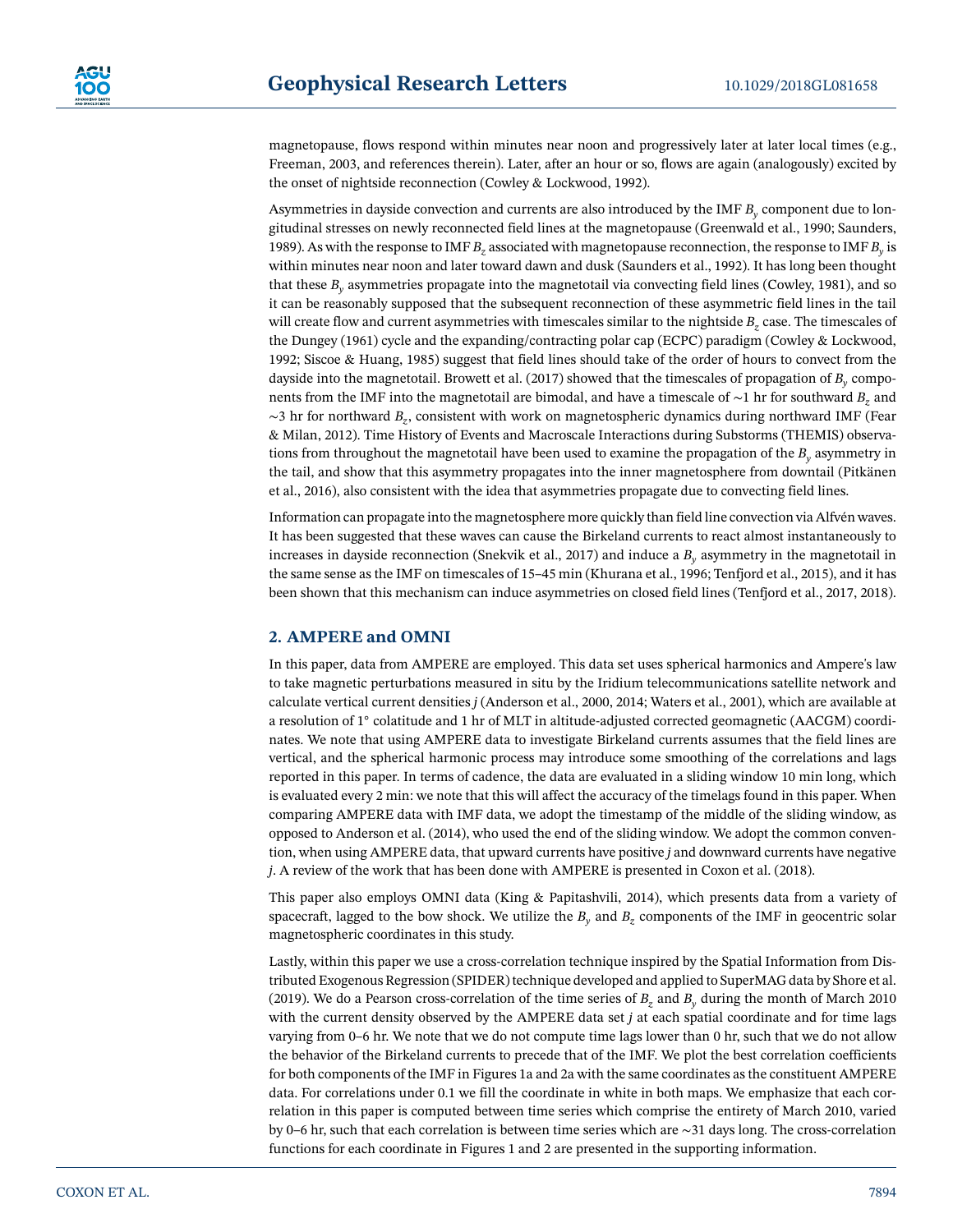magnetopause, flows respond within minutes near noon and progressively later at later local times (e.g., Freeman, 2003, and references therein). Later, after an hour or so, flows are again (analogously) excited by the onset of nightside reconnection (Cowley & Lockwood, 1992).

Asymmetries in dayside convection and currents are also introduced by the IMF $B_y$ component due to longitudinal stresses on newly reconnected field lines at the magnetopause (Greenwald et al., 1990; Saunders, 1989). As with the response to IMF $B_z$ associated with magnetopause reconnection, the response to IMF $B_y$ is within minutes near noon and later toward dawn and dusk (Saunders et al., 1992). It has long been thought that these $B_y$ asymmetries propagate into the magnetotail via convecting field lines (Cowley, 1981), and so it can be reasonably supposed that the subsequent reconnection of these asymmetric field lines in the tail will create flow and current asymmetries with timescales similar to the nightside $B_z$ case. The timescales of the Dungey (1961) cycle and the expanding/contracting polar cap (ECPC) paradigm (Cowley & Lockwood, 1992; Siscoe & Huang, 1985) suggest that field lines should take of the order of hours to convect from the dayside into the magnetotail. Browett et al. (2017) showed that the timescales of propagation of $B_y$ components from the IMF into the magnetotail are bimodal, and have a timescale of ~1 hr for southward $B_z$ and ~3 hr for northward $B_z$, consistent with work on magnetospheric dynamics during northward IMF (Fear & Milan, 2012). Time History of Events and Macroscale Interactions during Substorms (THEMIS) observations from throughout the magnetotail have been used to examine the propagation of the $B_y$ asymmetry in the tail, and show that this asymmetry propagates into the inner magnetosphere from downtail (Pitkänen et al., 2016), also consistent with the idea that asymmetries propagate due to convecting field lines.

Information can propagate into the magnetosphere more quickly than field line convection via Alfvén waves. It has been suggested that these waves can cause the Birkeland currents to react almost instantaneously to increases in dayside reconnection (Snekvik et al., 2017) and induce a $B_y$ asymmetry in the magnetotail in the same sense as the IMF on timescales of 15–45 min (Khurana et al., 1996; Tenfjord et al., 2015), and it has been shown that this mechanism can induce asymmetries on closed field lines (Tenfjord et al., 2017, 2018).

## 2. AMPERE and OMNI

In this paper, data from AMPERE are employed. This data set uses spherical harmonics and Ampere's law to take magnetic perturbations measured in situ by the Iridium telecommunications satellite network and calculate vertical current densities $j$ (Anderson et al., 2000, 2014; Waters et al., 2001), which are available at a resolution of 1° colatitude and 1 hr of MLT in altitude-adjusted corrected geomagnetic (AACGM) coordinates. We note that using AMPERE data to investigate Birkeland currents assumes that the field lines are vertical, and the spherical harmonic process may introduce some smoothing of the correlations and lags reported in this paper. In terms of cadence, the data are evaluated in a sliding window 10 min long, which is evaluated every 2 min: we note that this will affect the accuracy of the timelags found in this paper. When comparing AMPERE data with IMF data, we adopt the timestamp of the middle of the sliding window, as opposed to Anderson et al. (2014), who used the end of the sliding window. We adopt the common convention, when using AMPERE data, that upward currents have positive $j$ and downward currents have negative $j$. A review of the work that has been done with AMPERE is presented in Coxon et al. (2018).

This paper also employs OMNI data (King & Papitashvili, 2014), which presents data from a variety of spacecraft, lagged to the bow shock. We utilize the $B_y$ and $B_z$ components of the IMF in geocentric solar magnetospheric coordinates in this study.

Lastly, within this paper we use a cross-correlation technique inspired by the Spatial Information from Distributed Exogenous Regression (SPIDER) technique developed and applied to SuperMAG data by Shore et al. (2019). We do a Pearson cross-correlation of the time series of $B_z$ and $B_y$ during the month of March 2010 with the current density observed by the AMPERE data set $j$ at each spatial coordinate and for time lags varying from 0–6 hr. We note that we do not compute time lags lower than 0 hr, such that we do not allow the behavior of the Birkeland currents to precede that of the IMF. We plot the best correlation coefficients for both components of the IMF in Figures 1a and 2a with the same coordinates as the constituent AMPERE data. For correlations under 0.1 we fill the coordinate in white in both maps. We emphasize that each correlation in this paper is computed between time series which comprise the entirety of March 2010, varied by 0–6 hr, such that each correlation is between time series which are ~31 days long. The cross-correlation functions for each coordinate in Figures 1 and 2 are presented in the supporting information.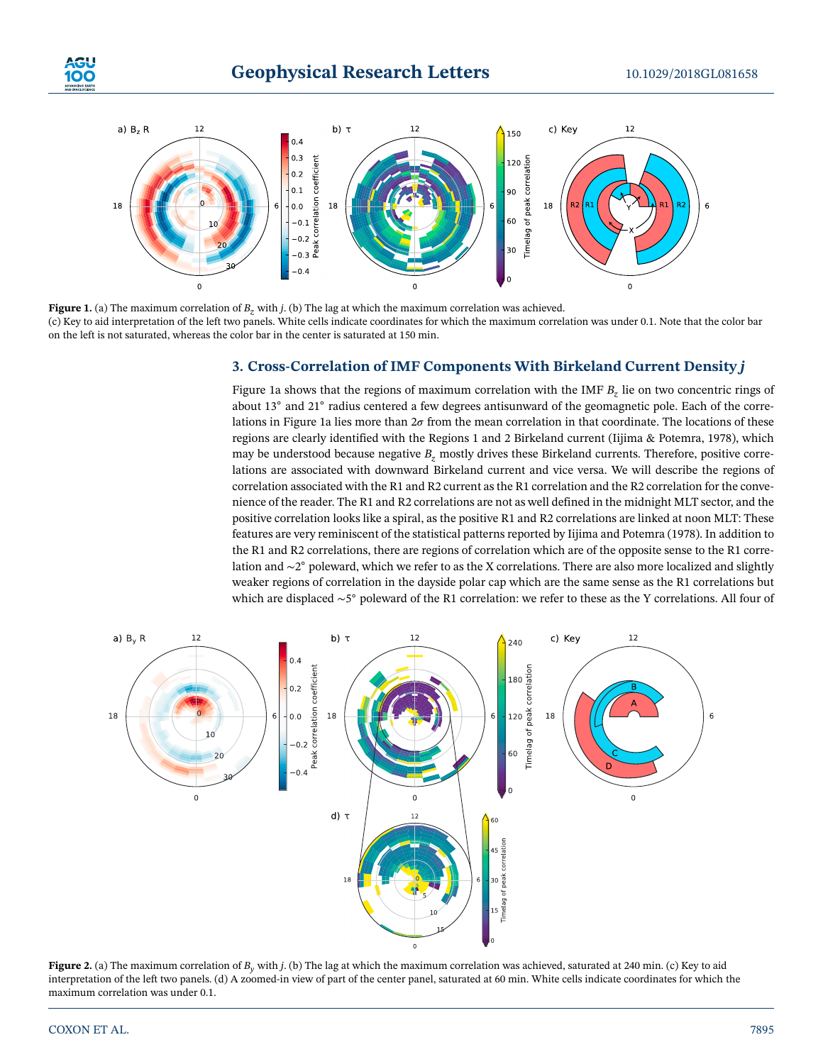**Figure 1.** (a) The maximum correlation of $B_z$ with $j$. (b) The lag at which the maximum correlation was achieved. (c) Key to aid interpretation of the left two panels. White cells indicate coordinates for which the maximum correlation was under 0.1. Note that the color bar on the left is not saturated, whereas the color bar in the center is saturated at 150 min.

## 3. Cross-Correlation of IMF Components With Birkeland Current Density $j$

Figure 1a shows that the regions of maximum correlation with the IMF $B_z$ lie on two concentric rings of about 13° and 21° radius centered a few degrees antisunward of the geomagnetic pole. Each of the correlations in Figure 1a lies more than $2\sigma$ from the mean correlation in that coordinate. The locations of these regions are clearly identified with the Regions 1 and 2 Birkeland current (Iijima & Potemra, 1978), which may be understood because negative $B_z$ mostly drives these Birkeland currents. Therefore, positive correlations are associated with downward Birkeland current and vice versa. We will describe the regions of correlation associated with the R1 and R2 current as the R1 correlation and the R2 correlation for the convenience of the reader. The R1 and R2 correlations are not as well defined in the midnight MLT sector, and the positive correlation looks like a spiral, as the positive R1 and R2 correlations are linked at noon MLT: These features are very reminiscent of the statistical patterns reported by Iijima and Potemra (1978). In addition to the R1 and R2 correlations, there are regions of correlation which are of the opposite sense to the R1 correlation and ~2° poleward, which we refer to as the X correlations. There are also more localized and slightly weaker regions of correlation in the dayside polar cap which are the same sense as the R1 correlations but which are displaced ~5° poleward of the R1 correlation: we refer to these as the Y correlations. All four of

**Figure 2.** (a) The maximum correlation of $B_y$ with $j$. (b) The lag at which the maximum correlation was achieved, saturated at 240 min. (c) Key to aid interpretation of the left two panels. (d) A zoomed-in view of part of the center panel, saturated at 60 min. White cells indicate coordinates for which the maximum correlation was under 0.1.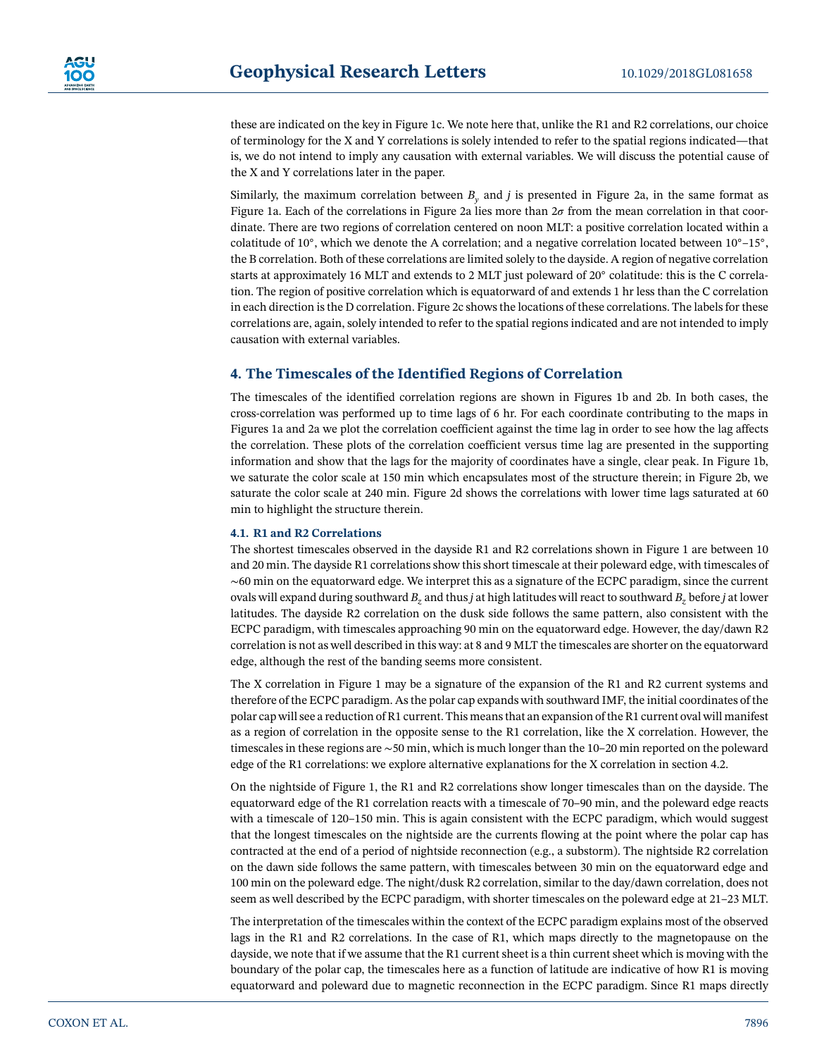these are indicated on the key in Figure 1c. We note here that, unlike the R1 and R2 correlations, our choice of terminology for the X and Y correlations is solely intended to refer to the spatial regions indicated—that is, we do not intend to imply any causation with external variables. We will discuss the potential cause of the X and Y correlations later in the paper.

Similarly, the maximum correlation between $B_y$ and $j$ is presented in Figure 2a, in the same format as Figure 1a. Each of the correlations in Figure 2a lies more than $2\sigma$ from the mean correlation in that coordinate. There are two regions of correlation centered on noon MLT: a positive correlation located within a colatitude of 10°, which we denote the A correlation; and a negative correlation located between 10°–15°, the B correlation. Both of these correlations are limited solely to the dayside. A region of negative correlation starts at approximately 16 MLT and extends to 2 MLT just poleward of 20° colatitude: this is the C correlation. The region of positive correlation which is equatorward of and extends 1 hr less than the C correlation in each direction is the D correlation. Figure 2c shows the locations of these correlations. The labels for these correlations are, again, solely intended to refer to the spatial regions indicated and are not intended to imply causation with external variables.

## 4. The Timescales of the Identified Regions of Correlation

The timescales of the identified correlation regions are shown in Figures 1b and 2b. In both cases, the cross-correlation was performed up to time lags of 6 hr. For each coordinate contributing to the maps in Figures 1a and 2a we plot the correlation coefficient against the time lag in order to see how the lag affects the correlation. These plots of the correlation coefficient versus time lag are presented in the supporting information and show that the lags for the majority of coordinates have a single, clear peak. In Figure 1b, we saturate the color scale at 150 min which encapsulates most of the structure therein; in Figure 2b, we saturate the color scale at 240 min. Figure 2d shows the correlations with lower time lags saturated at 60 min to highlight the structure therein.

### 4.1. R1 and R2 Correlations

The shortest timescales observed in the dayside R1 and R2 correlations shown in Figure 1 are between 10 and 20 min. The dayside R1 correlations show this short timescale at their poleward edge, with timescales of ~60 min on the equatorward edge. We interpret this as a signature of the ECPC paradigm, since the current ovals will expand during southward $B_z$ and thus $j$ at high latitudes will react to southward $B_z$ before $j$ at lower latitudes. The dayside R2 correlation on the dusk side follows the same pattern, also consistent with the ECPC paradigm, with timescales approaching 90 min on the equatorward edge. However, the day/dawn R2 correlation is not as well described in this way: at 8 and 9 MLT the timescales are shorter on the equatorward edge, although the rest of the banding seems more consistent.

The X correlation in Figure 1 may be a signature of the expansion of the R1 and R2 current systems and therefore of the ECPC paradigm. As the polar cap expands with southward IMF, the initial coordinates of the polar cap will see a reduction of R1 current. This means that an expansion of the R1 current oval will manifest as a region of correlation in the opposite sense to the R1 correlation, like the X correlation. However, the timescales in these regions are ~50 min, which is much longer than the 10–20 min reported on the poleward edge of the R1 correlations: we explore alternative explanations for the X correlation in section 4.2.

On the nightside of Figure 1, the R1 and R2 correlations show longer timescales than on the dayside. The equatorward edge of the R1 correlation reacts with a timescale of 70–90 min, and the poleward edge reacts with a timescale of 120–150 min. This is again consistent with the ECPC paradigm, which would suggest that the longest timescales on the nightside are the currents flowing at the point where the polar cap has contracted at the end of a period of nightside reconnection (e.g., a substorm). The nightside R2 correlation on the dawn side follows the same pattern, with timescales between 30 min on the equatorward edge and 100 min on the poleward edge. The night/dusk R2 correlation, similar to the day/dawn correlation, does not seem as well described by the ECPC paradigm, with shorter timescales on the poleward edge at 21–23 MLT.

The interpretation of the timescales within the context of the ECPC paradigm explains most of the observed lags in the R1 and R2 correlations. In the case of R1, which maps directly to the magnetopause on the dayside, we note that if we assume that the R1 current sheet is a thin current sheet which is moving with the boundary of the polar cap, the timescales here as a function of latitude are indicative of how R1 is moving equatorward and poleward due to magnetic reconnection in the ECPC paradigm. Since R1 maps directly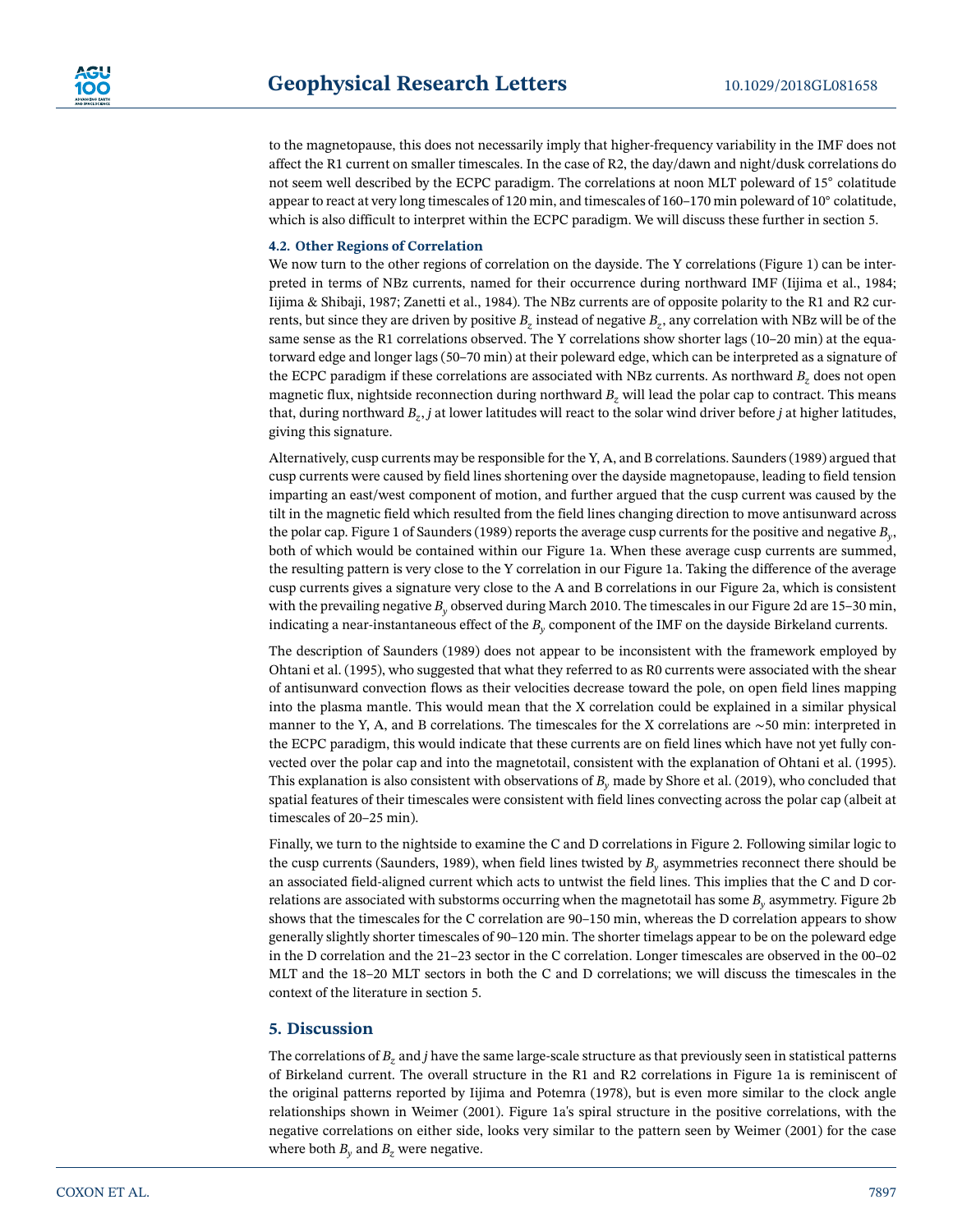to the magnetopause, this does not necessarily imply that higher-frequency variability in the IMF does not affect the R1 current on smaller timescales. In the case of R2, the day/dawn and night/dusk correlations do not seem well described by the ECPC paradigm. The correlations at noon MLT poleward of 15° colatitude appear to react at very long timescales of 120 min, and timescales of 160–170 min poleward of 10° colatitude, which is also difficult to interpret within the ECPC paradigm. We will discuss these further in section 5.

### 4.2. Other Regions of Correlation

We now turn to the other regions of correlation on the dayside. The Y correlations (Figure 1) can be interpreted in terms of NBz currents, named for their occurrence during northward IMF (Iijima et al., 1984; Iijima & Shibaji, 1987; Zanetti et al., 1984). The NBz currents are of opposite polarity to the R1 and R2 currents, but since they are driven by positive $B_z$ instead of negative $B_z$, any correlation with NBz will be of the same sense as the R1 correlations observed. The Y correlations show shorter lags (10–20 min) at the equatorward edge and longer lags (50–70 min) at their poleward edge, which can be interpreted as a signature of the ECPC paradigm if these correlations are associated with NBz currents. As northward $B_z$ does not open magnetic flux, nightside reconnection during northward $B_z$ will lead the polar cap to contract. This means that, during northward $B_z$, $j$ at lower latitudes will react to the solar wind driver before $j$ at higher latitudes, giving this signature.

Alternatively, cusp currents may be responsible for the Y, A, and B correlations. Saunders (1989) argued that cusp currents were caused by field lines shortening over the dayside magnetopause, leading to field tension imparting an east/west component of motion, and further argued that the cusp current was caused by the tilt in the magnetic field which resulted from the field lines changing direction to move antisunward across the polar cap. Figure 1 of Saunders (1989) reports the average cusp currents for the positive and negative $B_y$, both of which would be contained within our Figure 1a. When these average cusp currents are summed, the resulting pattern is very close to the Y correlation in our Figure 1a. Taking the difference of the average cusp currents gives a signature very close to the A and B correlations in our Figure 2a, which is consistent with the prevailing negative $B_y$ observed during March 2010. The timescales in our Figure 2d are 15–30 min, indicating a near-instantaneous effect of the $B_y$ component of the IMF on the dayside Birkeland currents.

The description of Saunders (1989) does not appear to be inconsistent with the framework employed by Ohtani et al. (1995), who suggested that what they referred to as R0 currents were associated with the shear of antisunward convection flows as their velocities decrease toward the pole, on open field lines mapping into the plasma mantle. This would mean that the X correlation could be explained in a similar physical manner to the Y, A, and B correlations. The timescales for the X correlations are ∼50 min: interpreted in the ECPC paradigm, this would indicate that these currents are on field lines which have not yet fully convected over the polar cap and into the magnetotail, consistent with the explanation of Ohtani et al. (1995). This explanation is also consistent with observations of $B_y$ made by Shore et al. (2019), who concluded that spatial features of their timescales were consistent with field lines convecting across the polar cap (albeit at timescales of 20–25 min).

Finally, we turn to the nightside to examine the C and D correlations in Figure 2. Following similar logic to the cusp currents (Saunders, 1989), when field lines twisted by $B_y$ asymmetries reconnect there should be an associated field-aligned current which acts to untwist the field lines. This implies that the C and D correlations are associated with substorms occurring when the magnetotail has some $B_y$ asymmetry. Figure 2b shows that the timescales for the C correlation are 90–150 min, whereas the D correlation appears to show generally slightly shorter timescales of 90–120 min. The shorter timelags appear to be on the poleward edge in the D correlation and the 21–23 sector in the C correlation. Longer timescales are observed in the 00–02 MLT and the 18–20 MLT sectors in both the C and D correlations; we will discuss the timescales in the context of the literature in section 5.

## 5. Discussion

The correlations of $B_z$ and $j$ have the same large-scale structure as that previously seen in statistical patterns of Birkeland current. The overall structure in the R1 and R2 correlations in Figure 1a is reminiscent of the original patterns reported by Iijima and Potemra (1978), but is even more similar to the clock angle relationships shown in Weimer (2001). Figure 1a's spiral structure in the positive correlations, with the negative correlations on either side, looks very similar to the pattern seen by Weimer (2001) for the case where both $B_y$ and $B_z$ were negative.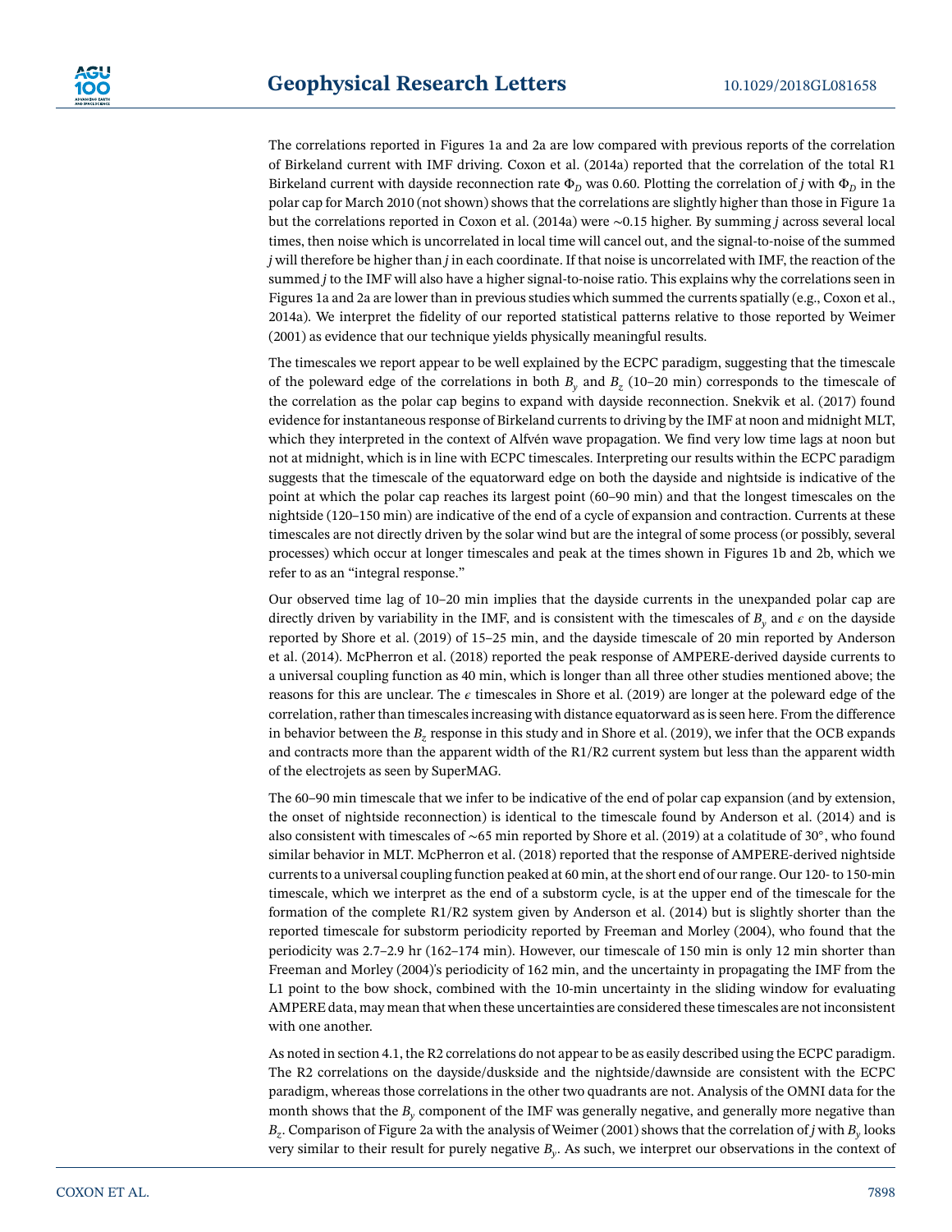The correlations reported in Figures 1a and 2a are low compared with previous reports of the correlation of Birkeland current with IMF driving. Coxon et al. (2014a) reported that the correlation of the total R1 Birkeland current with dayside reconnection rate $\Phi_D$ was 0.60. Plotting the correlation of $j$ with $\Phi_D$ in the polar cap for March 2010 (not shown) shows that the correlations are slightly higher than those in Figure 1a but the correlations reported in Coxon et al. (2014a) were ~0.15 higher. By summing $j$ across several local times, then noise which is uncorrelated in local time will cancel out, and the signal-to-noise of the summed $j$ will therefore be higher than $j$ in each coordinate. If that noise is uncorrelated with IMF, the reaction of the summed $j$ to the IMF will also have a higher signal-to-noise ratio. This explains why the correlations seen in Figures 1a and 2a are lower than in previous studies which summed the currents spatially (e.g., Coxon et al., 2014a). We interpret the fidelity of our reported statistical patterns relative to those reported by Weimer (2001) as evidence that our technique yields physically meaningful results.

The timescales we report appear to be well explained by the ECPC paradigm, suggesting that the timescale of the poleward edge of the correlations in both $B_y$ and $B_z$ (10–20 min) corresponds to the timescale of the correlation as the polar cap begins to expand with dayside reconnection. Snekvik et al. (2017) found evidence for instantaneous response of Birkeland currents to driving by the IMF at noon and midnight MLT, which they interpreted in the context of Alfvén wave propagation. We find very low time lags at noon but not at midnight, which is in line with ECPC timescales. Interpreting our results within the ECPC paradigm suggests that the timescale of the equatorward edge on both the dayside and nightside is indicative of the point at which the polar cap reaches its largest point (60–90 min) and that the longest timescales on the nightside (120–150 min) are indicative of the end of a cycle of expansion and contraction. Currents at these timescales are not directly driven by the solar wind but are the integral of some process (or possibly, several processes) which occur at longer timescales and peak at the times shown in Figures 1b and 2b, which we refer to as an "integral response."

Our observed time lag of 10–20 min implies that the dayside currents in the unexpanded polar cap are directly driven by variability in the IMF, and is consistent with the timescales of $B_y$ and $\epsilon$ on the dayside reported by Shore et al. (2019) of 15–25 min, and the dayside timescale of 20 min reported by Anderson et al. (2014). McPherron et al. (2018) reported the peak response of AMPERE-derived dayside currents to a universal coupling function as 40 min, which is longer than all three other studies mentioned above; the reasons for this are unclear. The $\epsilon$ timescales in Shore et al. (2019) are longer at the poleward edge of the correlation, rather than timescales increasing with distance equatorward as is seen here. From the difference in behavior between the $B_z$ response in this study and in Shore et al. (2019), we infer that the OCB expands and contracts more than the apparent width of the R1/R2 current system but less than the apparent width of the electrojets as seen by SuperMAG.

The 60–90 min timescale that we infer to be indicative of the end of polar cap expansion (and by extension, the onset of nightside reconnection) is identical to the timescale found by Anderson et al. (2014) and is also consistent with timescales of ~65 min reported by Shore et al. (2019) at a colatitude of 30°, who found similar behavior in MLT. McPherron et al. (2018) reported that the response of AMPERE-derived nightside currents to a universal coupling function peaked at 60 min, at the short end of our range. Our 120- to 150-min timescale, which we interpret as the end of a substorm cycle, is at the upper end of the timescale for the formation of the complete R1/R2 system given by Anderson et al. (2014) but is slightly shorter than the reported timescale for substorm periodicity reported by Freeman and Morley (2004), who found that the periodicity was 2.7–2.9 hr (162–174 min). However, our timescale of 150 min is only 12 min shorter than Freeman and Morley (2004)'s periodicity of 162 min, and the uncertainty in propagating the IMF from the L1 point to the bow shock, combined with the 10-min uncertainty in the sliding window for evaluating AMPERE data, may mean that when these uncertainties are considered these timescales are not inconsistent with one another.

As noted in section 4.1, the R2 correlations do not appear to be as easily described using the ECPC paradigm. The R2 correlations on the dayside/duskside and the nightside/dawnside are consistent with the ECPC paradigm, whereas those correlations in the other two quadrants are not. Analysis of the OMNI data for the month shows that the $B_y$ component of the IMF was generally negative, and generally more negative than $B_z$. Comparison of Figure 2a with the analysis of Weimer (2001) shows that the correlation of $j$ with $B_y$ looks very similar to their result for purely negative $B_y$. As such, we interpret our observations in the context of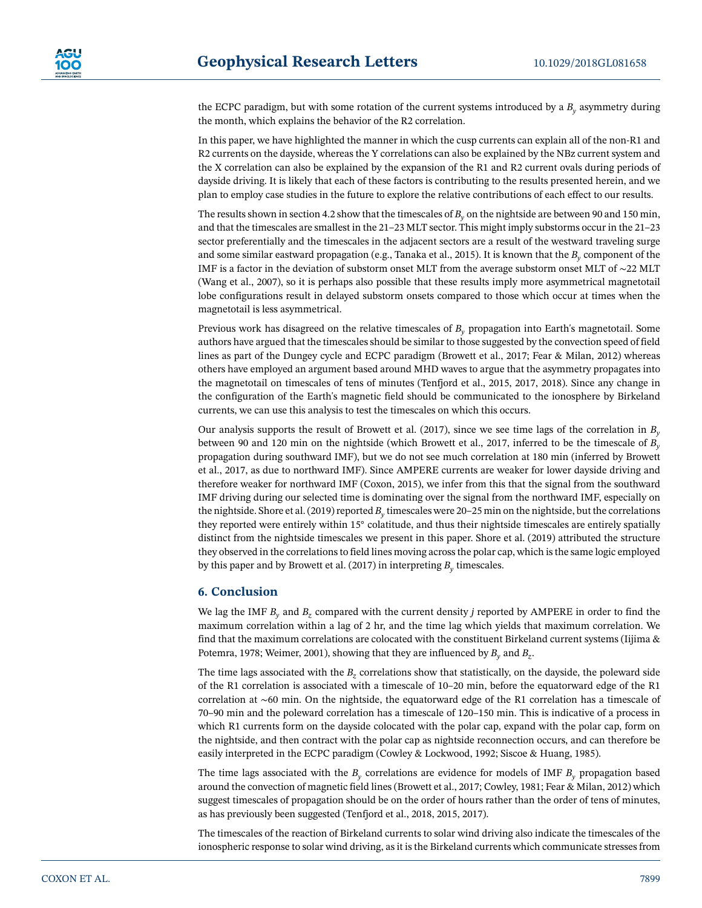the ECPC paradigm, but with some rotation of the current systems introduced by a $B_y$ asymmetry during the month, which explains the behavior of the R2 correlation.

In this paper, we have highlighted the manner in which the cusp currents can explain all of the non-R1 and R2 currents on the dayside, whereas the Y correlations can also be explained by the NBz current system and the X correlation can also be explained by the expansion of the R1 and R2 current ovals during periods of dayside driving. It is likely that each of these factors is contributing to the results presented herein, and we plan to employ case studies in the future to explore the relative contributions of each effect to our results.

The results shown in section 4.2 show that the timescales of $B_y$ on the nightside are between 90 and 150 min, and that the timescales are smallest in the 21–23 MLT sector. This might imply substorms occur in the 21–23 sector preferentially and the timescales in the adjacent sectors are a result of the westward traveling surge and some similar eastward propagation (e.g., Tanaka et al., 2015). It is known that the $B_y$ component of the IMF is a factor in the deviation of substorm onset MLT from the average substorm onset MLT of ∼22 MLT (Wang et al., 2007), so it is perhaps also possible that these results imply more asymmetrical magnetotail lobe configurations result in delayed substorm onsets compared to those which occur at times when the magnetotail is less asymmetrical.

Previous work has disagreed on the relative timescales of $B_y$ propagation into Earth's magnetotail. Some authors have argued that the timescales should be similar to those suggested by the convection speed of field lines as part of the Dungey cycle and ECPC paradigm (Browett et al., 2017; Fear & Milan, 2012) whereas others have employed an argument based around MHD waves to argue that the asymmetry propagates into the magnetotail on timescales of tens of minutes (Tenfjord et al., 2015, 2017, 2018). Since any change in the configuration of the Earth's magnetic field should be communicated to the ionosphere by Birkeland currents, we can use this analysis to test the timescales on which this occurs.

Our analysis supports the result of Browett et al. (2017), since we see time lags of the correlation in $B_y$ between 90 and 120 min on the nightside (which Browett et al., 2017, inferred to be the timescale of $B_y$ propagation during southward IMF), but we do not see much correlation at 180 min (inferred by Browett et al., 2017, as due to northward IMF). Since AMPERE currents are weaker for lower dayside driving and therefore weaker for northward IMF (Coxon, 2015), we infer from this that the signal from the southward IMF driving during our selected time is dominating over the signal from the northward IMF, especially on the nightside. Shore et al. (2019) reported $B_y$ timescales were 20–25 min on the nightside, but the correlations they reported were entirely within 15° colatitude, and thus their nightside timescales are entirely spatially distinct from the nightside timescales we present in this paper. Shore et al. (2019) attributed the structure they observed in the correlations to field lines moving across the polar cap, which is the same logic employed by this paper and by Browett et al. (2017) in interpreting $B_y$ timescales.

## 6. Conclusion

We lag the IMF $B_y$ and $B_z$ compared with the current density $j$ reported by AMPERE in order to find the maximum correlation within a lag of 2 hr, and the time lag which yields that maximum correlation. We find that the maximum correlations are colocated with the constituent Birkeland current systems (Iijima & Potemra, 1978; Weimer, 2001), showing that they are influenced by $B_y$ and $B_z$.

The time lags associated with the $B_z$ correlations show that statistically, on the dayside, the poleward side of the R1 correlation is associated with a timescale of 10–20 min, before the equatorward edge of the R1 correlation at ∼60 min. On the nightside, the equatorward edge of the R1 correlation has a timescale of 70–90 min and the poleward correlation has a timescale of 120–150 min. This is indicative of a process in which R1 currents form on the dayside colocated with the polar cap, expand with the polar cap, form on the nightside, and then contract with the polar cap as nightside reconnection occurs, and can therefore be easily interpreted in the ECPC paradigm (Cowley & Lockwood, 1992; Siscoe & Huang, 1985).

The time lags associated with the $B_y$ correlations are evidence for models of IMF $B_y$ propagation based around the convection of magnetic field lines (Browett et al., 2017; Cowley, 1981; Fear & Milan, 2012) which suggest timescales of propagation should be on the order of hours rather than the order of tens of minutes, as has previously been suggested (Tenfjord et al., 2018, 2015, 2017).

The timescales of the reaction of Birkeland currents to solar wind driving also indicate the timescales of the ionospheric response to solar wind driving, as it is the Birkeland currents which communicate stresses from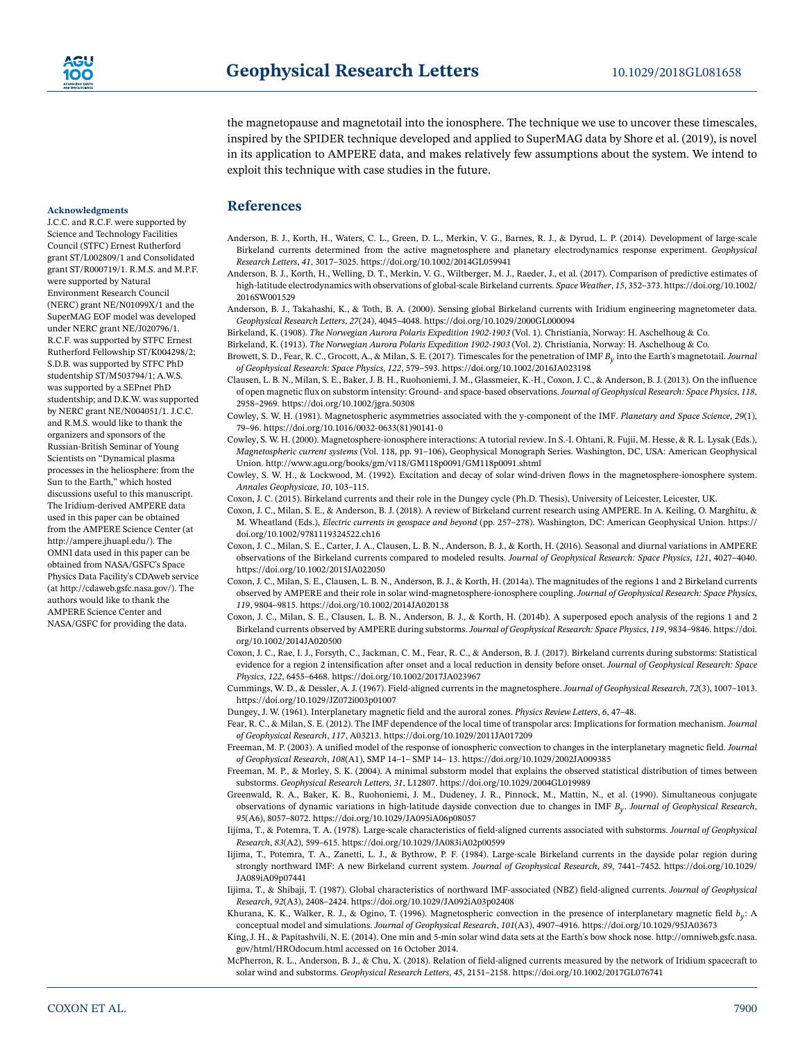the magnetopause and magnetotail into the ionosphere. The technique we use to uncover these timescales, inspired by the SPIDER technique developed and applied to SuperMAG data by Shore et al. (2019), is novel in its application to AMPERE data, and makes relatively few assumptions about the system. We intend to exploit this technique with case studies in the future.

#### Acknowledgments

J.C.C. and R.C.F. were supported by Science and Technology Facilities Council (STFC) Ernest Rutherford grant ST/L002809/1 and Consolidated grant ST/R000719/1. R.M.S. and M.P.F. were supported by Natural Environment Research Council (NERC) grant NE/N01099X/1 and the SuperMAG EOF model was developed under NERC grant NE/J020796/1. R.C.F. was supported by STFC Ernest Rutherford Fellowship ST/K004298/2; S.D.B. was supported by STFC PhD studentship ST/M503794/1; A.W.S. was supported by a SEPnet PhD studentship; and D.K.W. was supported by NERC grant NE/N004051/1. J.C.C. and R.M.S. would like to thank the organizers and sponsors of the Russian-British Seminar of Young Scientists on "Dynamical plasma processes in the heliosphere: from the Sun to the Earth," which hosted discussions useful to this manuscript. The Iridium-derived AMPERE data used in this paper can be obtained from the AMPERE Science Center (at http://ampere.jhuapl.edu/). The OMNI data used in this paper can be obtained from NASA/GSFC's Space Physics Data Facility's CDAweb service (at http://cdaweb.gsfc.nasa.gov/). The authors would like to thank the AMPERE Science Center and NASA/GSFC for providing the data.

## References

Anderson, B. J., Korth, H., Waters, C. L., Green, D. L., Merkin, V. G., Barnes, R. J., & Dyrud, L. P. (2014). Development of large-scale Birkeland currents determined from the active magnetosphere and planetary electrodynamics response experiment. *Geophysical Research Letters*, *41*, 3017–3025. https://doi.org/10.1002/2014GL059941

Anderson, B. J., Korth, H., Welling, D. T., Merkin, V. G., Wiltberger, M. J., Raeder, J., et al. (2017). Comparison of predictive estimates of high-latitude electrodynamics with observations of global-scale Birkeland currents. *Space Weather*, *15*, 352–373. https://doi.org/10.1002/2016SW001529

Anderson, B. J., Takahashi, K., & Toth, B. A. (2000). Sensing global Birkeland currents with Iridium engineering magnetometer data. *Geophysical Research Letters*, *27*(24), 4045–4048. https://doi.org/10.1029/2000GL000094

Birkeland, K. (1908). *The Norwegian Aurora Polaris Expedition 1902-1903* (Vol. 1). Christiania, Norway: H. Aschelhoug & Co.

Birkeland, K. (1913). *The Norwegian Aurora Polaris Expedition 1902-1903* (Vol. 2). Christiania, Norway: H. Aschelhoug & Co.

Browett, S. D., Fear, R. C., Grocott, A., & Milan, S. E. (2017). Timescales for the penetration of IMF $B_y$ into the Earth's magnetotail. *Journal of Geophysical Research: Space Physics*, *122*, 579–593. https://doi.org/10.1002/2016JA023198

Clausen, L. B. N., Milan, S. E., Baker, J. B. H., Ruohoniemi, J. M., Glassmeier, K.-H., Coxon, J. C., & Anderson, B. J. (2013). On the influence of open magnetic flux on substorm intensity: Ground- and space-based observations. *Journal of Geophysical Research: Space Physics*, *118*, 2958–2969. https://doi.org/10.1002/jgra.50308

Cowley, S. W. H. (1981). Magnetospheric asymmetries associated with the y-component of the IMF. *Planetary and Space Science*, *29*(1), 79–96. https://doi.org/10.1016/0032-0633(81)90141-0

Cowley, S. W. H. (2000). Magnetosphere-ionosphere interactions: A tutorial review. In S.-I. Ohtani, R. Fujii, M. Hesse, & R. L. Lysak (Eds.), *Magnetospheric current systems* (Vol. 118, pp. 91–106), Geophysical Monograph Series. Washington, DC, USA: American Geophysical Union. http://www.agu.org/books/gm/v118/GM118p0091/GM118p0091.shtml

Cowley, S. W. H., & Lockwood, M. (1992). Excitation and decay of solar wind-driven flows in the magnetosphere-ionosphere system. *Annales Geophysicae*, *10*, 103–115.

Coxon, J. C. (2015). Birkeland currents and their role in the Dungey cycle (Ph.D. Thesis), University of Leicester, Leicester, UK.

Coxon, J. C., Milan, S. E., & Anderson, B. J. (2018). A review of Birkeland current research using AMPERE. In A. Keiling, O. Marghitu, & M. Wheatland (Eds.), *Electric currents in geospace and beyond* (pp. 257–278). Washington, DC: American Geophysical Union. https://doi.org/10.1002/9781119324522.ch16

Coxon, J. C., Milan, S. E., Carter, J. A., Clausen, L. B. N., Anderson, B. J., & Korth, H. (2016). Seasonal and diurnal variations in AMPERE observations of the Birkeland currents compared to modeled results. *Journal of Geophysical Research: Space Physics*, *121*, 4027–4040. https://doi.org/10.1002/2015JA022050

Coxon, J. C., Milan, S. E., Clausen, L. B. N., Anderson, B. J., & Korth, H. (2014a). The magnitudes of the regions 1 and 2 Birkeland currents observed by AMPERE and their role in solar wind-magnetosphere-ionosphere coupling. *Journal of Geophysical Research: Space Physics*, *119*, 9804–9815. https://doi.org/10.1002/2014JA020138

Coxon, J. C., Milan, S. E., Clausen, L. B. N., Anderson, B. J., & Korth, H. (2014b). A superposed epoch analysis of the regions 1 and 2 Birkeland currents observed by AMPERE during substorms. *Journal of Geophysical Research: Space Physics*, *119*, 9834–9846. https://doi.org/10.1002/2014JA020500

Coxon, J. C., Rae, I. J., Forsyth, C., Jackman, C. M., Fear, R. C., & Anderson, B. J. (2017). Birkeland currents during substorms: Statistical evidence for a region 2 intensification after onset and a local reduction in density before onset. *Journal of Geophysical Research: Space Physics*, *122*, 6455–6468. https://doi.org/10.1002/2017JA023967

Cummings, W. D., & Dessler, A. J. (1967). Field-aligned currents in the magnetosphere. *Journal of Geophysical Research*, *72*(3), 1007–1013. https://doi.org/10.1029/JZ072i003p01007

Dungey, J. W. (1961). Interplanetary magnetic field and the auroral zones. *Physics Review Letters*, *6*, 47–48.

Fear, R. C., & Milan, S. E. (2012). The IMF dependence of the local time of transpolar arcs: Implications for formation mechanism. *Journal of Geophysical Research*, *117*, A03213. https://doi.org/10.1029/2011JA017209

Freeman, M. P. (2003). A unified model of the response of ionospheric convection to changes in the interplanetary magnetic field. *Journal of Geophysical Research*, *108*(A1), SMP 14–1– SMP 14– 13. https://doi.org/10.1029/2002JA009385

Freeman, M. P., & Morley, S. K. (2004). A minimal substorm model that explains the observed statistical distribution of times between substorms. *Geophysical Research Letters*, *31*, L12807. https://doi.org/10.1029/2004GL019989

Greenwald, R. A., Baker, K. B., Ruohoniemi, J. M., Dudeney, J. R., Pinnock, M., Mattin, N., et al. (1990). Simultaneous conjugate observations of dynamic variations in high-latitude dayside convection due to changes in IMF $B_y$. *Journal of Geophysical Research*, *95*(A6), 8057–8072. https://doi.org/10.1029/JA095iA06p08057

Iijima, T., & Potemra, T. A. (1978). Large-scale characteristics of field-aligned currents associated with substorms. *Journal of Geophysical Research*, *83*(A2), 599–615. https://doi.org/10.1029/JA083iA02p00599

Iijima, T., Potemra, T. A., Zanetti, L. J., & Bythrow, P. F. (1984). Large-scale Birkeland currents in the dayside polar region during strongly northward IMF: A new Birkeland current system. *Journal of Geophysical Research*, *89*, 7441–7452. https://doi.org/10.1029/JA089iA09p07441

Iijima, T., & Shibaji, T. (1987). Global characteristics of northward IMF-associated (NBZ) field-aligned currents. *Journal of Geophysical Research*, *92*(A3), 2408–2424. https://doi.org/10.1029/JA092iA03p02408

Khurana, K. K., Walker, R. J., & Ogino, T. (1996). Magnetospheric convection in the presence of interplanetary magnetic field $b_y$: A conceptual model and simulations. *Journal of Geophysical Research*, *101*(A3), 4907–4916. https://doi.org/10.1029/95JA03673

King, J. H., & Papitashvili, N. E. (2014). One min and 5-min solar wind data sets at the Earth's bow shock nose. http://omniweb.gsfc.nasa.gov/html/HROdocum.html accessed on 16 October 2014.

McPherron, R. L., Anderson, B. J., & Chu, X. (2018). Relation of field-aligned currents measured by the network of Iridium spacecraft to solar wind and substorms. *Geophysical Research Letters*, *45*, 2151–2158. https://doi.org/10.1002/2017GL076741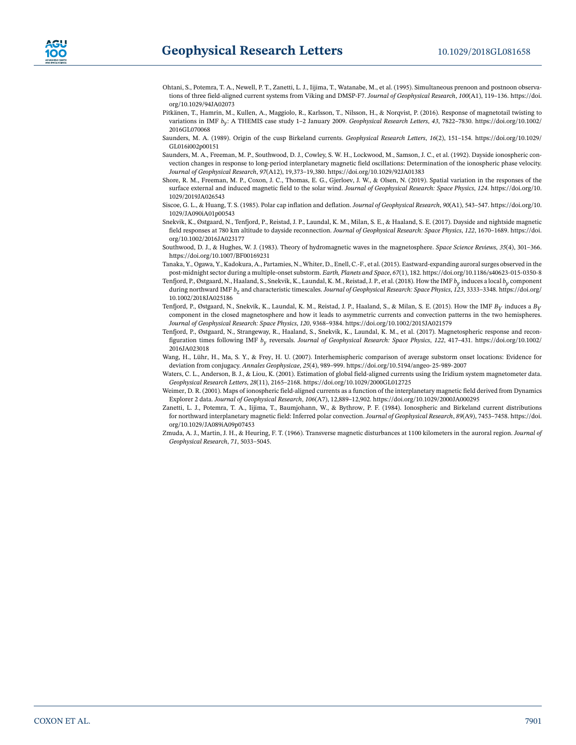Ohtani, S., Potemra, T. A., Newell, P. T., Zanetti, L. J., Iijima, T., Watanabe, M., et al. (1995). Simultaneous prenoon and postnoon observations of three field-aligned current systems from Viking and DMSP-F7. *Journal of Geophysical Research*, *100*(A1), 119–136. https://doi.org/10.1029/94JA02073

Pitkänen, T., Hamrin, M., Kullen, A., Maggiolo, R., Karlsson, T., Nilsson, H., & Norqvist, P. (2016). Response of magnetotail twisting to variations in IMF $b_y$: A THEMIS case study 1–2 January 2009. *Geophysical Research Letters*, *43*, 7822–7830. https://doi.org/10.1002/2016GL070068

Saunders, M. A. (1989). Origin of the cusp Birkeland currents. *Geophysical Research Letters*, *16*(2), 151–154. https://doi.org/10.1029/GL016i002p00151

Saunders, M. A., Freeman, M. P., Southwood, D. J., Cowley, S. W. H., Lockwood, M., Samson, J. C., et al. (1992). Dayside ionospheric convection changes in response to long-period interplanetary magnetic field oscillations: Determination of the ionospheric phase velocity. *Journal of Geophysical Research*, *97*(A12), 19,373–19,380. https://doi.org/10.1029/92JA01383

Shore, R. M., Freeman, M. P., Coxon, J. C., Thomas, E. G., Gjerloev, J. W., & Olsen, N. (2019). Spatial variation in the responses of the surface external and induced magnetic field to the solar wind. *Journal of Geophysical Research: Space Physics*, *124*. https://doi.org/10.1029/2019JA026543

Siscoe, G. L., & Huang, T. S. (1985). Polar cap inflation and deflation. *Journal of Geophysical Research*, *90*(A1), 543–547. https://doi.org/10.1029/JA090iA01p00543

Snekvik, K., Østgaard, N., Tenfjord, P., Reistad, J. P., Laundal, K. M., Milan, S. E., & Haaland, S. E. (2017). Dayside and nightside magnetic field responses at 780 km altitude to dayside reconnection. *Journal of Geophysical Research: Space Physics*, *122*, 1670–1689. https://doi.org/10.1002/2016JA023177

Southwood, D. J., & Hughes, W. J. (1983). Theory of hydromagnetic waves in the magnetosphere. *Space Science Reviews*, *35*(4), 301–366. https://doi.org/10.1007/BF00169231

Tanaka, Y., Ogawa, Y., Kadokura, A., Partamies, N., Whiter, D., Enell, C.-F., et al. (2015). Eastward-expanding auroral surges observed in the post-midnight sector during a multiple-onset substorm. *Earth, Planets and Space*, *67*(1), 182. https://doi.org/10.1186/s40623-015-0350-8

Tenfjord, P., Østgaard, N., Haaland, S., Snekvik, K., Laundal, K. M., Reistad, J. P., et al. (2018). How the IMF $b_y$ induces a local $b_y$ component during northward IMF $b_z$ and characteristic timescales. *Journal of Geophysical Research: Space Physics*, *123*, 3333–3348. https://doi.org/10.1002/2018JA025186

Tenfjord, P., Østgaard, N., Snekvik, K., Laundal, K. M., Reistad, J. P., Haaland, S., & Milan, S. E. (2015). How the IMF $B_Y$ induces a $B_Y$ component in the closed magnetosphere and how it leads to asymmetric currents and convection patterns in the two hemispheres. *Journal of Geophysical Research: Space Physics*, *120*, 9368–9384. https://doi.org/10.1002/2015JA021579

Tenfjord, P., Østgaard, N., Strangeway, R., Haaland, S., Snekvik, K., Laundal, K. M., et al. (2017). Magnetospheric response and reconfiguration times following IMF $b_y$ reversals. *Journal of Geophysical Research: Space Physics*, *122*, 417–431. https://doi.org/10.1002/2016JA023018

Wang, H., Lühr, H., Ma, S. Y., & Frey, H. U. (2007). Interhemispheric comparison of average substorm onset locations: Evidence for deviation from conjugacy. *Annales Geophysicae*, *25*(4), 989–999. https://doi.org/10.5194/angeo-25-989-2007

Waters, C. L., Anderson, B. J., & Liou, K. (2001). Estimation of global field-aligned currents using the Iridium system magnetometer data. *Geophysical Research Letters*, *28*(11), 2165–2168. https://doi.org/10.1029/2000GL012725

Weimer, D. R. (2001). Maps of ionospheric field-aligned currents as a function of the interplanetary magnetic field derived from Dynamics Explorer 2 data. *Journal of Geophysical Research*, *106*(A7), 12,889–12,902. https://doi.org/10.1029/2000JA000295

Zanetti, L. J., Potemra, T. A., Iijima, T., Baumjohann, W., & Bythrow, P. F. (1984). Ionospheric and Birkeland current distributions for northward interplanetary magnetic field: Inferred polar convection. *Journal of Geophysical Research*, *89*(A9), 7453–7458. https://doi.org/10.1029/JA089iA09p07453

Zmuda, A. J., Martin, J. H., & Heuring, F. T. (1966). Transverse magnetic disturbances at 1100 kilometers in the auroral region. *Journal of Geophysical Research*, *71*, 5033–5045.